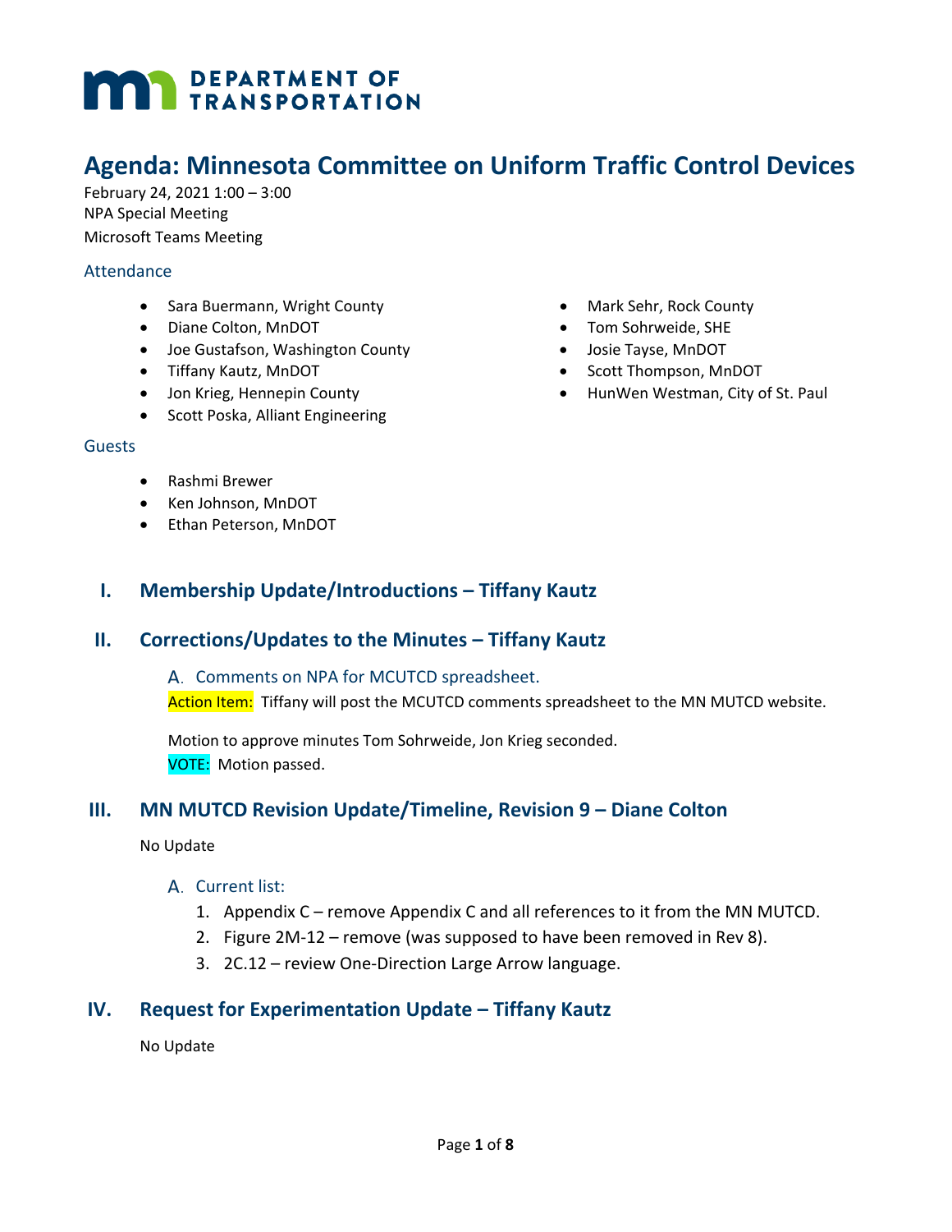# Agenda: Minnesota Committee on Uniform Traffic Control Devices

February 24, 2021 1:00 – 3:00
NPA Special Meeting
Microsoft Teams Meeting

### Attendance

- Sara Buermann, Wright County
- Diane Colton, MnDOT
- Joe Gustafson, Washington County
- Tiffany Kautz, MnDOT
- Jon Krieg, Hennepin County
- Scott Poska, Alliant Engineering
- Mark Sehr, Rock County
- Tom Sohrweide, SHE
- Josie Tayse, MnDOT
- Scott Thompson, MnDOT
- HunWen Westman, City of St. Paul

### Guests

- Rashmi Brewer
- Ken Johnson, MnDOT
- Ethan Peterson, MnDOT

## I. Membership Update/Introductions – Tiffany Kautz

## II. Corrections/Updates to the Minutes – Tiffany Kautz

### A. Comments on NPA for MCUTCD spreadsheet.

Action Item: Tiffany will post the MCUTCD comments spreadsheet to the MN MUTCD website.

Motion to approve minutes Tom Sohrweide, Jon Krieg seconded.
VOTE: Motion passed.

## III. MN MUTCD Revision Update/Timeline, Revision 9 – Diane Colton

No Update

### A. Current list:

1. Appendix C – remove Appendix C and all references to it from the MN MUTCD.
2. Figure 2M-12 – remove (was supposed to have been removed in Rev 8).
3. 2C.12 – review One-Direction Large Arrow language.

## IV. Request for Experimentation Update – Tiffany Kautz

No Update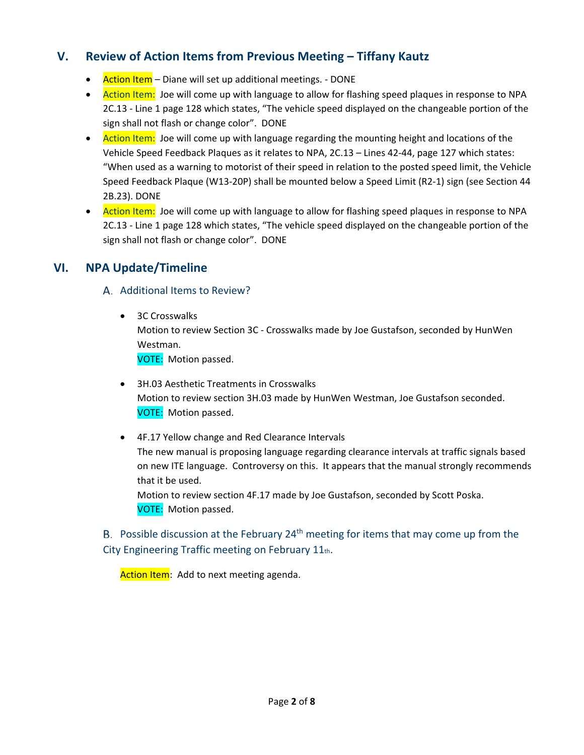## V. Review of Action Items from Previous Meeting – Tiffany Kautz

- Action Item – Diane will set up additional meetings. - DONE
- Action Item: Joe will come up with language to allow for flashing speed plaques in response to NPA 2C.13 - Line 1 page 128 which states, "The vehicle speed displayed on the changeable portion of the sign shall not flash or change color". DONE
- Action Item: Joe will come up with language regarding the mounting height and locations of the Vehicle Speed Feedback Plaques as it relates to NPA, 2C.13 – Lines 42-44, page 127 which states: "When used as a warning to motorist of their speed in relation to the posted speed limit, the Vehicle Speed Feedback Plaque (W13-20P) shall be mounted below a Speed Limit (R2-1) sign (see Section 44 2B.23). DONE
- Action Item: Joe will come up with language to allow for flashing speed plaques in response to NPA 2C.13 - Line 1 page 128 which states, "The vehicle speed displayed on the changeable portion of the sign shall not flash or change color". DONE

## VI. NPA Update/Timeline

### A. Additional Items to Review?

- 3C Crosswalks
  Motion to review Section 3C - Crosswalks made by Joe Gustafson, seconded by HunWen Westman.
  VOTE: Motion passed.

- 3H.03 Aesthetic Treatments in Crosswalks
  Motion to review section 3H.03 made by HunWen Westman, Joe Gustafson seconded.
  VOTE: Motion passed.

- 4F.17 Yellow change and Red Clearance Intervals
  The new manual is proposing language regarding clearance intervals at traffic signals based on new ITE language. Controversy on this. It appears that the manual strongly recommends that it be used.
  Motion to review section 4F.17 made by Joe Gustafson, seconded by Scott Poska.
  VOTE: Motion passed.

### B. Possible discussion at the February 24th meeting for items that may come up from the City Engineering Traffic meeting on February 11th.

Action Item: Add to next meeting agenda.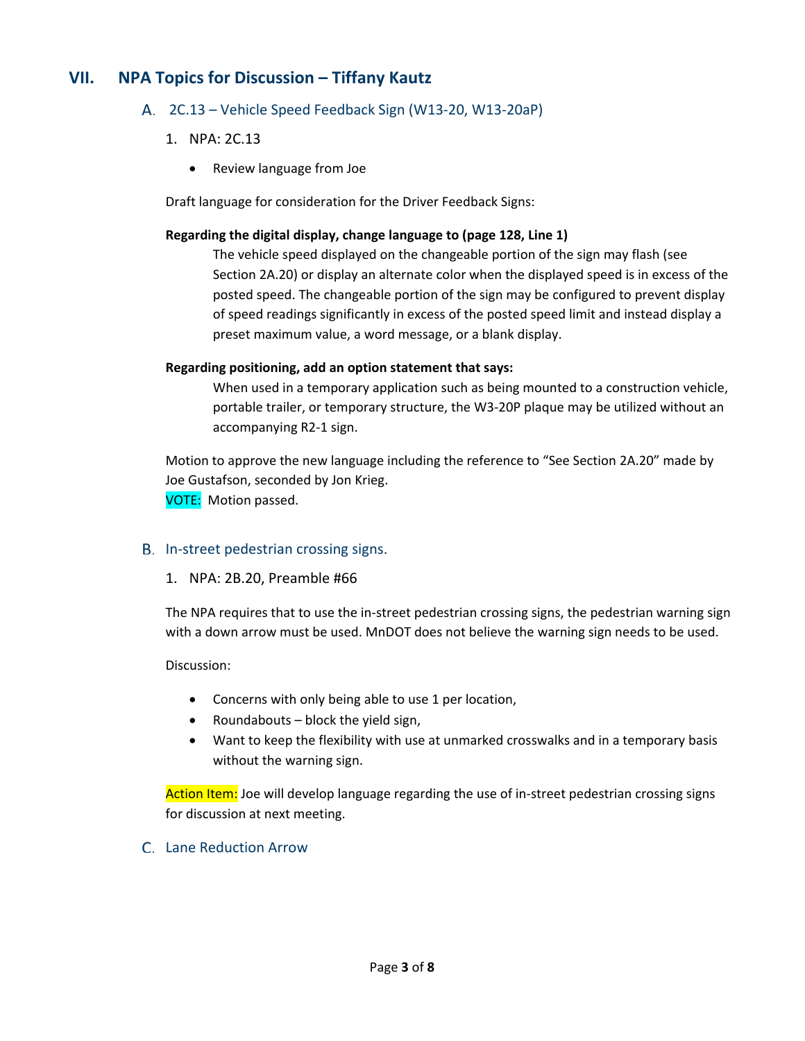## VII. NPA Topics for Discussion – Tiffany Kautz

### A. 2C.13 – Vehicle Speed Feedback Sign (W13-20, W13-20aP)

1. NPA: 2C.13

   - Review language from Joe

Draft language for consideration for the Driver Feedback Signs:

**Regarding the digital display, change language to (page 128, Line 1)**

> The vehicle speed displayed on the changeable portion of the sign may flash (see Section 2A.20) or display an alternate color when the displayed speed is in excess of the posted speed. The changeable portion of the sign may be configured to prevent display of speed readings significantly in excess of the posted speed limit and instead display a preset maximum value, a word message, or a blank display.

**Regarding positioning, add an option statement that says:**

> When used in a temporary application such as being mounted to a construction vehicle, portable trailer, or temporary structure, the W3-20P plaque may be utilized without an accompanying R2-1 sign.

Motion to approve the new language including the reference to "See Section 2A.20" made by Joe Gustafson, seconded by Jon Krieg.
VOTE: Motion passed.

### B. In-street pedestrian crossing signs.

1. NPA: 2B.20, Preamble #66

The NPA requires that to use the in-street pedestrian crossing signs, the pedestrian warning sign with a down arrow must be used. MnDOT does not believe the warning sign needs to be used.

Discussion:

- Concerns with only being able to use 1 per location,
- Roundabouts – block the yield sign,
- Want to keep the flexibility with use at unmarked crosswalks and in a temporary basis without the warning sign.

Action Item: Joe will develop language regarding the use of in-street pedestrian crossing signs for discussion at next meeting.

### C. Lane Reduction Arrow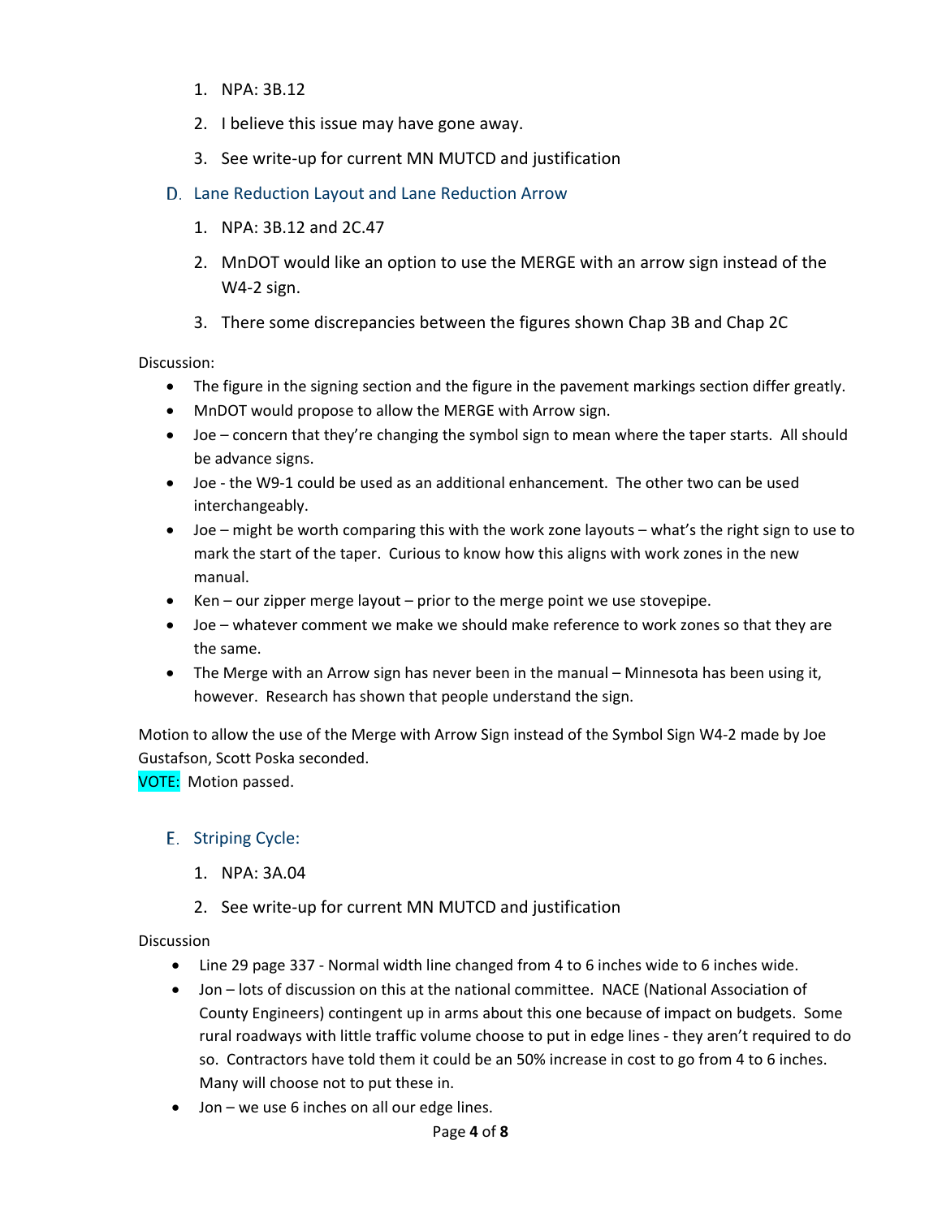1. NPA: 3B.12
2. I believe this issue may have gone away.
3. See write-up for current MN MUTCD and justification

### D. Lane Reduction Layout and Lane Reduction Arrow

1. NPA: 3B.12 and 2C.47
2. MnDOT would like an option to use the MERGE with an arrow sign instead of the W4-2 sign.
3. There some discrepancies between the figures shown Chap 3B and Chap 2C

Discussion:

- The figure in the signing section and the figure in the pavement markings section differ greatly.
- MnDOT would propose to allow the MERGE with Arrow sign.
- Joe – concern that they're changing the symbol sign to mean where the taper starts. All should be advance signs.
- Joe - the W9-1 could be used as an additional enhancement. The other two can be used interchangeably.
- Joe – might be worth comparing this with the work zone layouts – what's the right sign to use to mark the start of the taper. Curious to know how this aligns with work zones in the new manual.
- Ken – our zipper merge layout – prior to the merge point we use stovepipe.
- Joe – whatever comment we make we should make reference to work zones so that they are the same.
- The Merge with an Arrow sign has never been in the manual – Minnesota has been using it, however. Research has shown that people understand the sign.

Motion to allow the use of the Merge with Arrow Sign instead of the Symbol Sign W4-2 made by Joe Gustafson, Scott Poska seconded.
VOTE: Motion passed.

### E. Striping Cycle:

1. NPA: 3A.04
2. See write-up for current MN MUTCD and justification

Discussion

- Line 29 page 337 - Normal width line changed from 4 to 6 inches wide to 6 inches wide.
- Jon – lots of discussion on this at the national committee. NACE (National Association of County Engineers) contingent up in arms about this one because of impact on budgets. Some rural roadways with little traffic volume choose to put in edge lines - they aren't required to do so. Contractors have told them it could be an 50% increase in cost to go from 4 to 6 inches. Many will choose not to put these in.
- Jon – we use 6 inches on all our edge lines.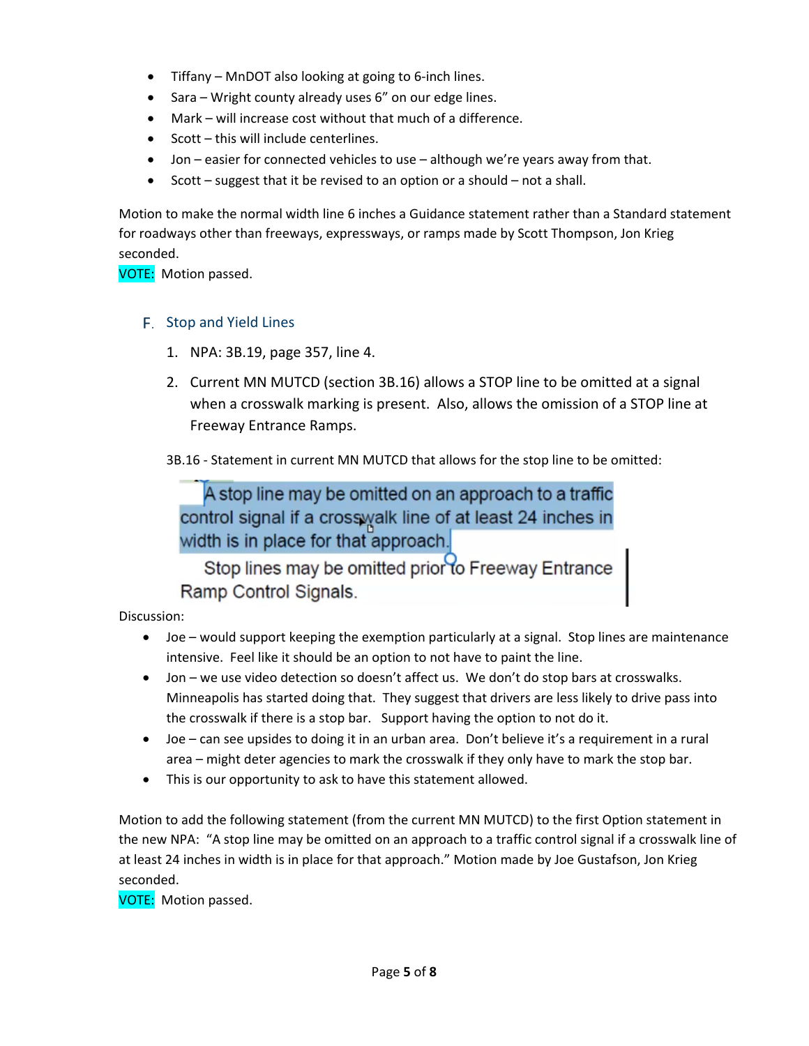- Tiffany – MnDOT also looking at going to 6-inch lines.
- Sara – Wright county already uses 6" on our edge lines.
- Mark – will increase cost without that much of a difference.
- Scott – this will include centerlines.
- Jon – easier for connected vehicles to use – although we're years away from that.
- Scott – suggest that it be revised to an option or a should – not a shall.

Motion to make the normal width line 6 inches a Guidance statement rather than a Standard statement for roadways other than freeways, expressways, or ramps made by Scott Thompson, Jon Krieg seconded.

VOTE: Motion passed.

## F. Stop and Yield Lines

1. NPA: 3B.19, page 357, line 4.
2. Current MN MUTCD (section 3B.16) allows a STOP line to be omitted at a signal when a crosswalk marking is present. Also, allows the omission of a STOP line at Freeway Entrance Ramps.

3B.16 - Statement in current MN MUTCD that allows for the stop line to be omitted:

> A stop line may be omitted on an approach to a traffic control signal if a crosswalk line of at least 24 inches in width is in place for that approach.
>
> Stop lines may be omitted prior to Freeway Entrance Ramp Control Signals.

Discussion:

- Joe – would support keeping the exemption particularly at a signal. Stop lines are maintenance intensive. Feel like it should be an option to not have to paint the line.
- Jon – we use video detection so doesn't affect us. We don't do stop bars at crosswalks. Minneapolis has started doing that. They suggest that drivers are less likely to drive pass into the crosswalk if there is a stop bar. Support having the option to not do it.
- Joe – can see upsides to doing it in an urban area. Don't believe it's a requirement in a rural area – might deter agencies to mark the crosswalk if they only have to mark the stop bar.
- This is our opportunity to ask to have this statement allowed.

Motion to add the following statement (from the current MN MUTCD) to the first Option statement in the new NPA: "A stop line may be omitted on an approach to a traffic control signal if a crosswalk line of at least 24 inches in width is in place for that approach." Motion made by Joe Gustafson, Jon Krieg seconded.

VOTE: Motion passed.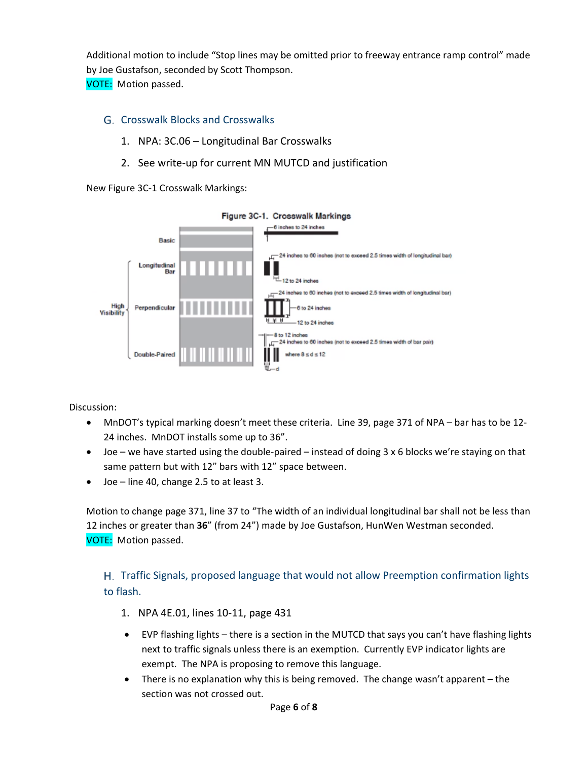Additional motion to include "Stop lines may be omitted prior to freeway entrance ramp control" made by Joe Gustafson, seconded by Scott Thompson.
VOTE: Motion passed.

### G. Crosswalk Blocks and Crosswalks

1. NPA: 3C.06 – Longitudinal Bar Crosswalks
2. See write-up for current MN MUTCD and justification

New Figure 3C-1 Crosswalk Markings:

Figure 3C-1. Crosswalk Markings

Discussion:

- MnDOT's typical marking doesn't meet these criteria. Line 39, page 371 of NPA – bar has to be 12-24 inches. MnDOT installs some up to 36".
- Joe – we have started using the double-paired – instead of doing 3 x 6 blocks we're staying on that same pattern but with 12" bars with 12" space between.
- Joe – line 40, change 2.5 to at least 3.

Motion to change page 371, line 37 to "The width of an individual longitudinal bar shall not be less than 12 inches or greater than **36**" (from 24") made by Joe Gustafson, HunWen Westman seconded.
VOTE: Motion passed.

### H. Traffic Signals, proposed language that would not allow Preemption confirmation lights to flash.

1. NPA 4E.01, lines 10-11, page 431

- EVP flashing lights – there is a section in the MUTCD that says you can't have flashing lights next to traffic signals unless there is an exemption. Currently EVP indicator lights are exempt. The NPA is proposing to remove this language.
- There is no explanation why this is being removed. The change wasn't apparent – the section was not crossed out.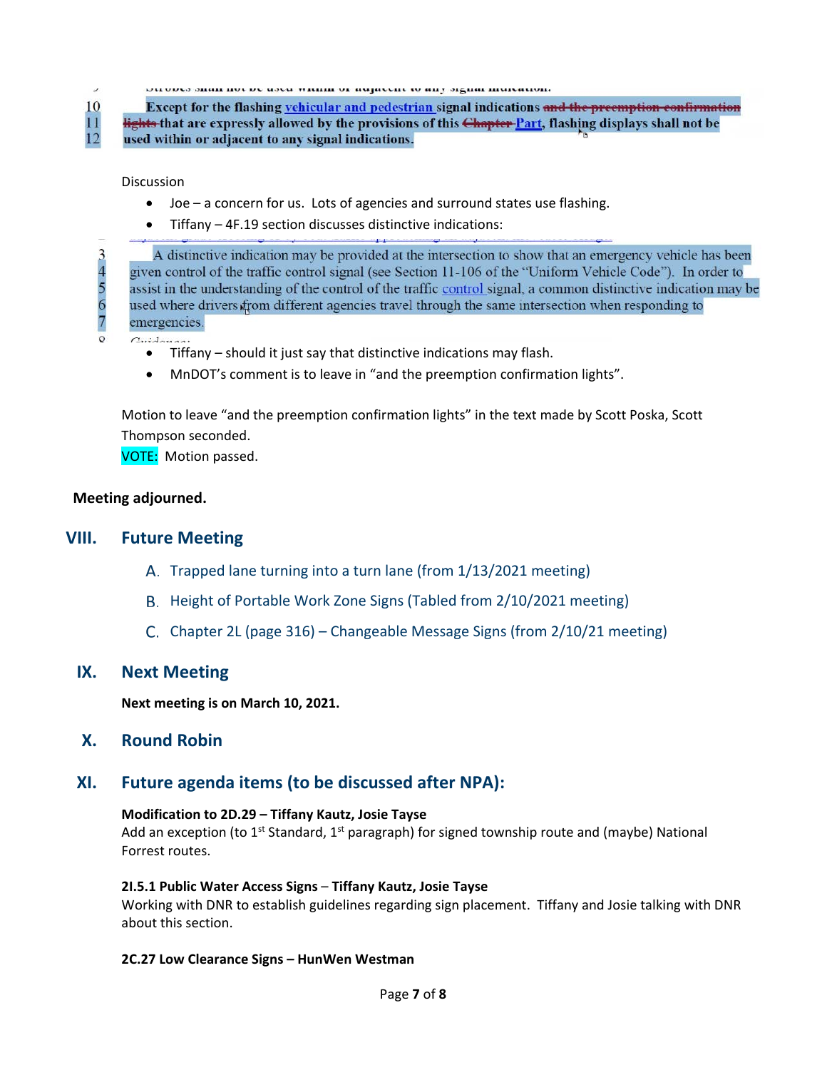Except for the flashing vehicular and pedestrian signal indications ~~and the preemption confirmation lights~~ that are expressly allowed by the provisions of this ~~Chapter~~ Part, flashing displays shall not be used within or adjacent to any signal indications.

Discussion

- Joe – a concern for us. Lots of agencies and surround states use flashing.
- Tiffany – 4F.19 section discusses distinctive indications:

A distinctive indication may be provided at the intersection to show that an emergency vehicle has been given control of the traffic control signal (see Section 11-106 of the "Uniform Vehicle Code"). In order to assist in the understanding of the control of the traffic control signal, a common distinctive indication may be used where drivers from different agencies travel through the same intersection when responding to emergencies.

- Tiffany – should it just say that distinctive indications may flash.
- MnDOT's comment is to leave in "and the preemption confirmation lights".

Motion to leave "and the preemption confirmation lights" in the text made by Scott Poska, Scott Thompson seconded.
VOTE: Motion passed.

**Meeting adjourned.**

## VIII. Future Meeting

A. Trapped lane turning into a turn lane (from 1/13/2021 meeting)

B. Height of Portable Work Zone Signs (Tabled from 2/10/2021 meeting)

C. Chapter 2L (page 316) – Changeable Message Signs (from 2/10/21 meeting)

## IX. Next Meeting

**Next meeting is on March 10, 2021.**

## X. Round Robin

## XI. Future agenda items (to be discussed after NPA):

**Modification to 2D.29 – Tiffany Kautz, Josie Tayse**
Add an exception (to 1st Standard, 1st paragraph) for signed township route and (maybe) National Forrest routes.

**2I.5.1 Public Water Access Signs – Tiffany Kautz, Josie Tayse**
Working with DNR to establish guidelines regarding sign placement. Tiffany and Josie talking with DNR about this section.

**2C.27 Low Clearance Signs – HunWen Westman**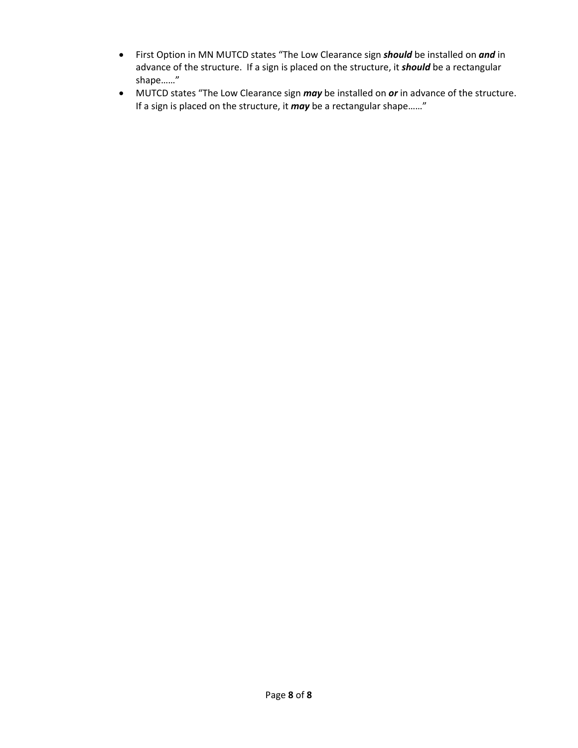- First Option in MN MUTCD states "The Low Clearance sign ***should*** be installed on ***and*** in advance of the structure. If a sign is placed on the structure, it ***should*** be a rectangular shape……"
- MUTCD states "The Low Clearance sign ***may*** be installed on ***or*** in advance of the structure. If a sign is placed on the structure, it ***may*** be a rectangular shape……"